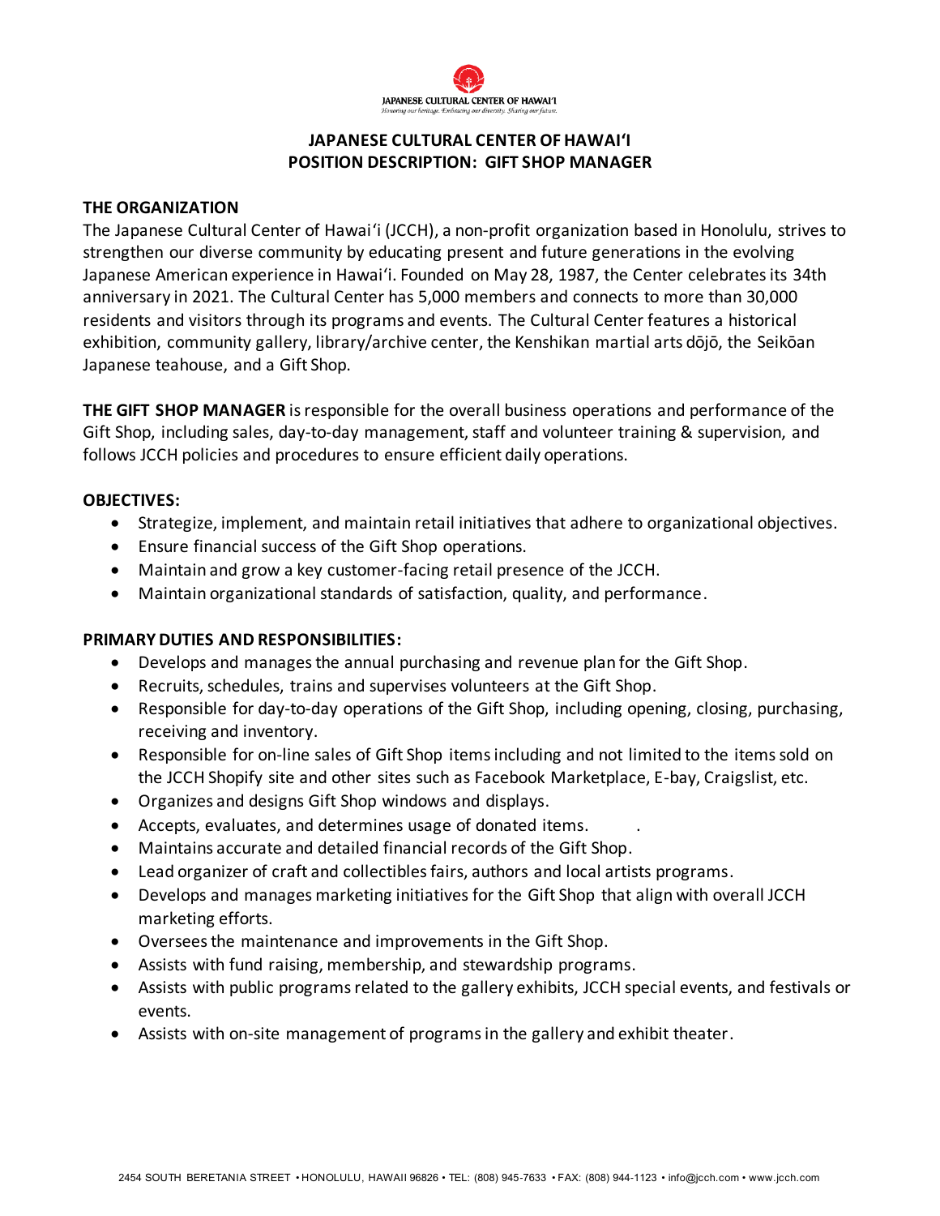JAPANESE CULTURAL CENTER OF HAWAI'I
*Honoring our heritage. Embracing our diversity. Sharing our future.*

# JAPANESE CULTURAL CENTER OF HAWAIʻI
## POSITION DESCRIPTION: GIFT SHOP MANAGER

### THE ORGANIZATION

The Japanese Cultural Center of Hawaiʻi (JCCH), a non-profit organization based in Honolulu, strives to strengthen our diverse community by educating present and future generations in the evolving Japanese American experience in Hawaiʻi. Founded on May 28, 1987, the Center celebrates its 34th anniversary in 2021. The Cultural Center has 5,000 members and connects to more than 30,000 residents and visitors through its programs and events. The Cultural Center features a historical exhibition, community gallery, library/archive center, the Kenshikan martial arts dōjō, the Seikōan Japanese teahouse, and a Gift Shop.

**THE GIFT SHOP MANAGER** is responsible for the overall business operations and performance of the Gift Shop, including sales, day-to-day management, staff and volunteer training & supervision, and follows JCCH policies and procedures to ensure efficient daily operations.

### OBJECTIVES:

- Strategize, implement, and maintain retail initiatives that adhere to organizational objectives.
- Ensure financial success of the Gift Shop operations.
- Maintain and grow a key customer-facing retail presence of the JCCH.
- Maintain organizational standards of satisfaction, quality, and performance.

### PRIMARY DUTIES AND RESPONSIBILITIES:

- Develops and manages the annual purchasing and revenue plan for the Gift Shop.
- Recruits, schedules, trains and supervises volunteers at the Gift Shop.
- Responsible for day-to-day operations of the Gift Shop, including opening, closing, purchasing, receiving and inventory.
- Responsible for on-line sales of Gift Shop items including and not limited to the items sold on the JCCH Shopify site and other sites such as Facebook Marketplace, E-bay, Craigslist, etc.
- Organizes and designs Gift Shop windows and displays.
- Accepts, evaluates, and determines usage of donated items. .
- Maintains accurate and detailed financial records of the Gift Shop.
- Lead organizer of craft and collectibles fairs, authors and local artists programs.
- Develops and manages marketing initiatives for the Gift Shop that align with overall JCCH marketing efforts.
- Oversees the maintenance and improvements in the Gift Shop.
- Assists with fund raising, membership, and stewardship programs.
- Assists with public programs related to the gallery exhibits, JCCH special events, and festivals or events.
- Assists with on-site management of programs in the gallery and exhibit theater.

2454 SOUTH BERETANIA STREET • HONOLULU, HAWAII 96826 • TEL: (808) 945-7633 • FAX: (808) 944-1123 • info@jcch.com • www.jcch.com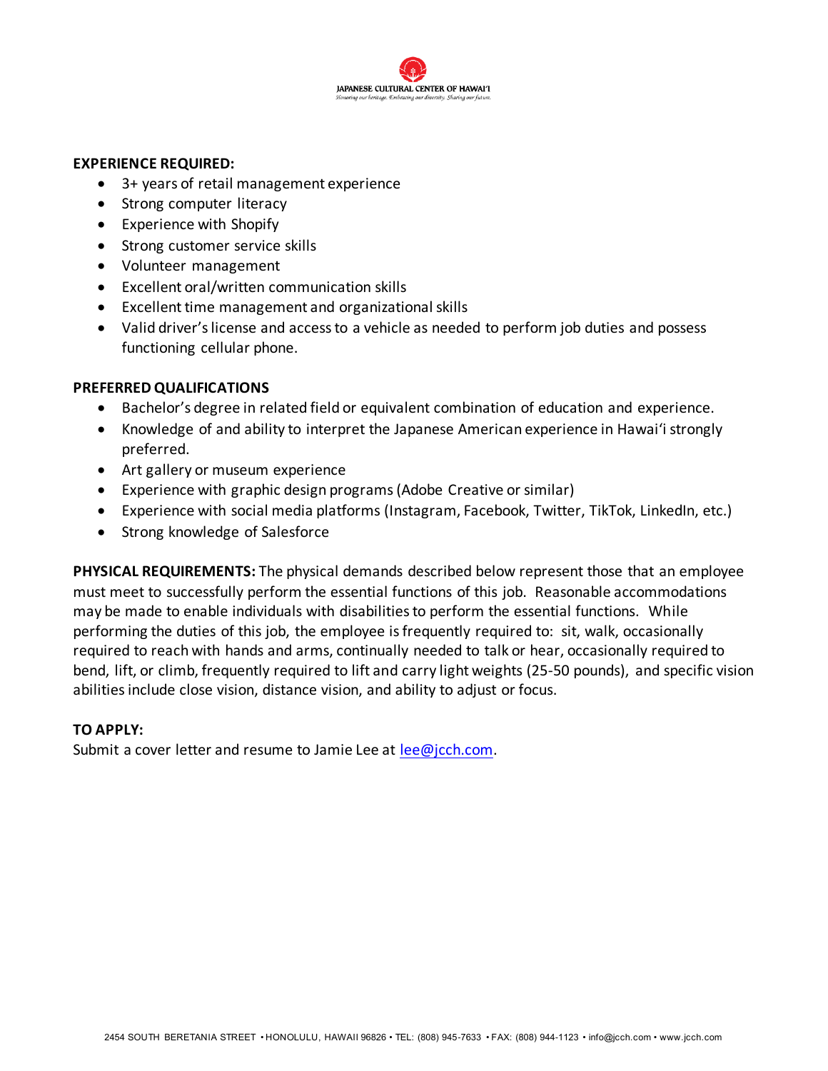**EXPERIENCE REQUIRED:**

- 3+ years of retail management experience
- Strong computer literacy
- Experience with Shopify
- Strong customer service skills
- Volunteer management
- Excellent oral/written communication skills
- Excellent time management and organizational skills
- Valid driver's license and access to a vehicle as needed to perform job duties and possess functioning cellular phone.

**PREFERRED QUALIFICATIONS**

- Bachelor's degree in related field or equivalent combination of education and experience.
- Knowledge of and ability to interpret the Japanese American experience in Hawaiʻi strongly preferred.
- Art gallery or museum experience
- Experience with graphic design programs (Adobe Creative or similar)
- Experience with social media platforms (Instagram, Facebook, Twitter, TikTok, LinkedIn, etc.)
- Strong knowledge of Salesforce

**PHYSICAL REQUIREMENTS:** The physical demands described below represent those that an employee must meet to successfully perform the essential functions of this job. Reasonable accommodations may be made to enable individuals with disabilities to perform the essential functions. While performing the duties of this job, the employee is frequently required to: sit, walk, occasionally required to reach with hands and arms, continually needed to talk or hear, occasionally required to bend, lift, or climb, frequently required to lift and carry light weights (25-50 pounds), and specific vision abilities include close vision, distance vision, and ability to adjust or focus.

**TO APPLY:**

Submit a cover letter and resume to Jamie Lee at lee@jcch.com.